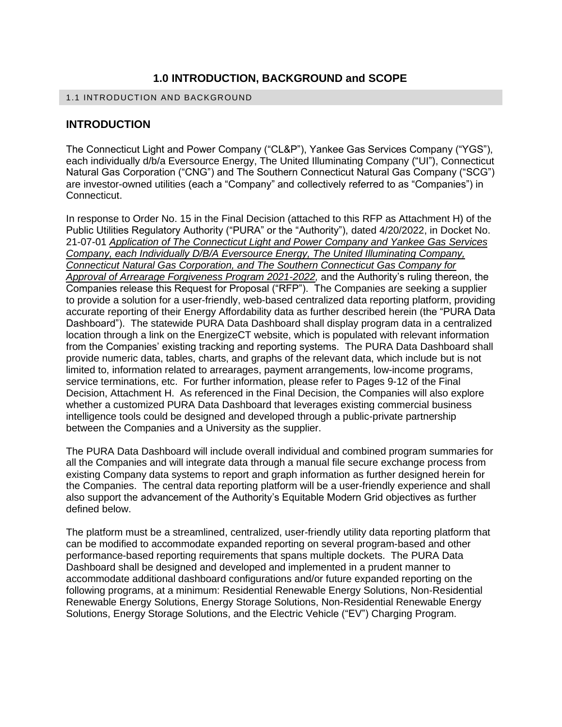# 1.0 INTRODUCTION, BACKGROUND and SCOPE

## 1.1 INTRODUCTION AND BACKGROUND

### INTRODUCTION

The Connecticut Light and Power Company ("CL&P"), Yankee Gas Services Company ("YGS"), each individually d/b/a Eversource Energy, The United Illuminating Company ("UI"), Connecticut Natural Gas Corporation ("CNG") and The Southern Connecticut Natural Gas Company ("SCG") are investor-owned utilities (each a "Company" and collectively referred to as "Companies") in Connecticut.

In response to Order No. 15 in the Final Decision (attached to this RFP as Attachment H) of the Public Utilities Regulatory Authority ("PURA" or the "Authority"), dated 4/20/2022, in Docket No. 21-07-01 *Application of The Connecticut Light and Power Company and Yankee Gas Services Company, each Individually D/B/A Eversource Energy, The United Illuminating Company, Connecticut Natural Gas Corporation, and The Southern Connecticut Gas Company for Approval of Arrearage Forgiveness Program 2021-2022,* and the Authority's ruling thereon, the Companies release this Request for Proposal ("RFP"). The Companies are seeking a supplier to provide a solution for a user-friendly, web-based centralized data reporting platform, providing accurate reporting of their Energy Affordability data as further described herein (the "PURA Data Dashboard"). The statewide PURA Data Dashboard shall display program data in a centralized location through a link on the EnergizeCT website, which is populated with relevant information from the Companies' existing tracking and reporting systems. The PURA Data Dashboard shall provide numeric data, tables, charts, and graphs of the relevant data, which include but is not limited to, information related to arrearages, payment arrangements, low-income programs, service terminations, etc. For further information, please refer to Pages 9-12 of the Final Decision, Attachment H. As referenced in the Final Decision, the Companies will also explore whether a customized PURA Data Dashboard that leverages existing commercial business intelligence tools could be designed and developed through a public-private partnership between the Companies and a University as the supplier.

The PURA Data Dashboard will include overall individual and combined program summaries for all the Companies and will integrate data through a manual file secure exchange process from existing Company data systems to report and graph information as further designed herein for the Companies. The central data reporting platform will be a user-friendly experience and shall also support the advancement of the Authority's Equitable Modern Grid objectives as further defined below.

The platform must be a streamlined, centralized, user-friendly utility data reporting platform that can be modified to accommodate expanded reporting on several program-based and other performance-based reporting requirements that spans multiple dockets. The PURA Data Dashboard shall be designed and developed and implemented in a prudent manner to accommodate additional dashboard configurations and/or future expanded reporting on the following programs, at a minimum: Residential Renewable Energy Solutions, Non-Residential Renewable Energy Solutions, Energy Storage Solutions, Non-Residential Renewable Energy Solutions, Energy Storage Solutions, and the Electric Vehicle ("EV") Charging Program.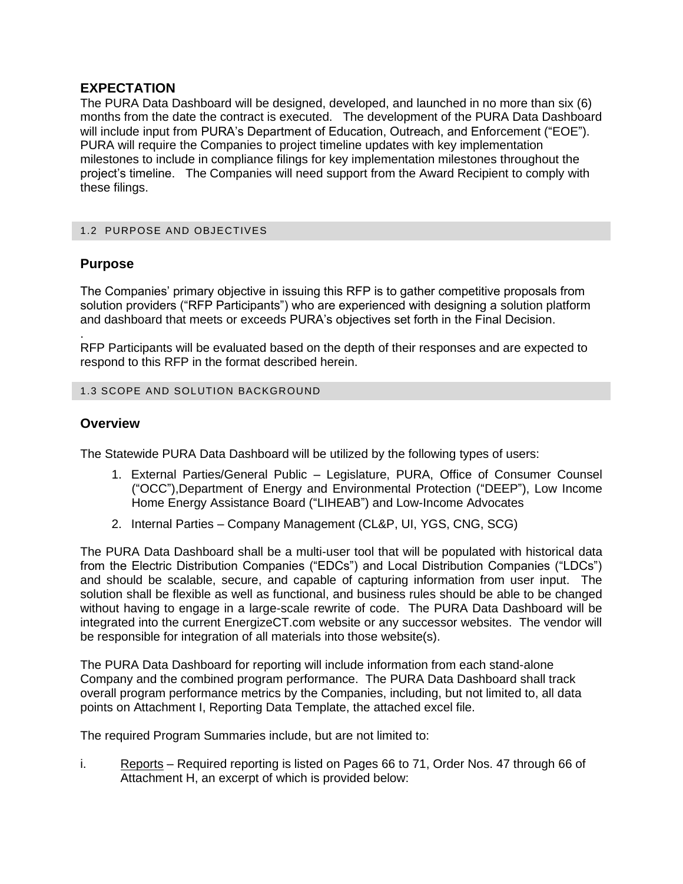## EXPECTATION

The PURA Data Dashboard will be designed, developed, and launched in no more than six (6) months from the date the contract is executed. The development of the PURA Data Dashboard will include input from PURA's Department of Education, Outreach, and Enforcement ("EOE"). PURA will require the Companies to project timeline updates with key implementation milestones to include in compliance filings for key implementation milestones throughout the project's timeline. The Companies will need support from the Award Recipient to comply with these filings.

### 1.2 PURPOSE AND OBJECTIVES

## Purpose

The Companies' primary objective in issuing this RFP is to gather competitive proposals from solution providers ("RFP Participants") who are experienced with designing a solution platform and dashboard that meets or exceeds PURA's objectives set forth in the Final Decision.

.
RFP Participants will be evaluated based on the depth of their responses and are expected to respond to this RFP in the format described herein.

### 1.3 SCOPE AND SOLUTION BACKGROUND

## Overview

The Statewide PURA Data Dashboard will be utilized by the following types of users:

1. External Parties/General Public – Legislature, PURA, Office of Consumer Counsel ("OCC"),Department of Energy and Environmental Protection ("DEEP"), Low Income Home Energy Assistance Board ("LIHEAB") and Low-Income Advocates
2. Internal Parties – Company Management (CL&P, UI, YGS, CNG, SCG)

The PURA Data Dashboard shall be a multi-user tool that will be populated with historical data from the Electric Distribution Companies ("EDCs") and Local Distribution Companies ("LDCs") and should be scalable, secure, and capable of capturing information from user input. The solution shall be flexible as well as functional, and business rules should be able to be changed without having to engage in a large-scale rewrite of code. The PURA Data Dashboard will be integrated into the current EnergizeCT.com website or any successor websites. The vendor will be responsible for integration of all materials into those website(s).

The PURA Data Dashboard for reporting will include information from each stand-alone Company and the combined program performance. The PURA Data Dashboard shall track overall program performance metrics by the Companies, including, but not limited to, all data points on Attachment I, Reporting Data Template, the attached excel file.

The required Program Summaries include, but are not limited to:

i. Reports – Required reporting is listed on Pages 66 to 71, Order Nos. 47 through 66 of Attachment H, an excerpt of which is provided below: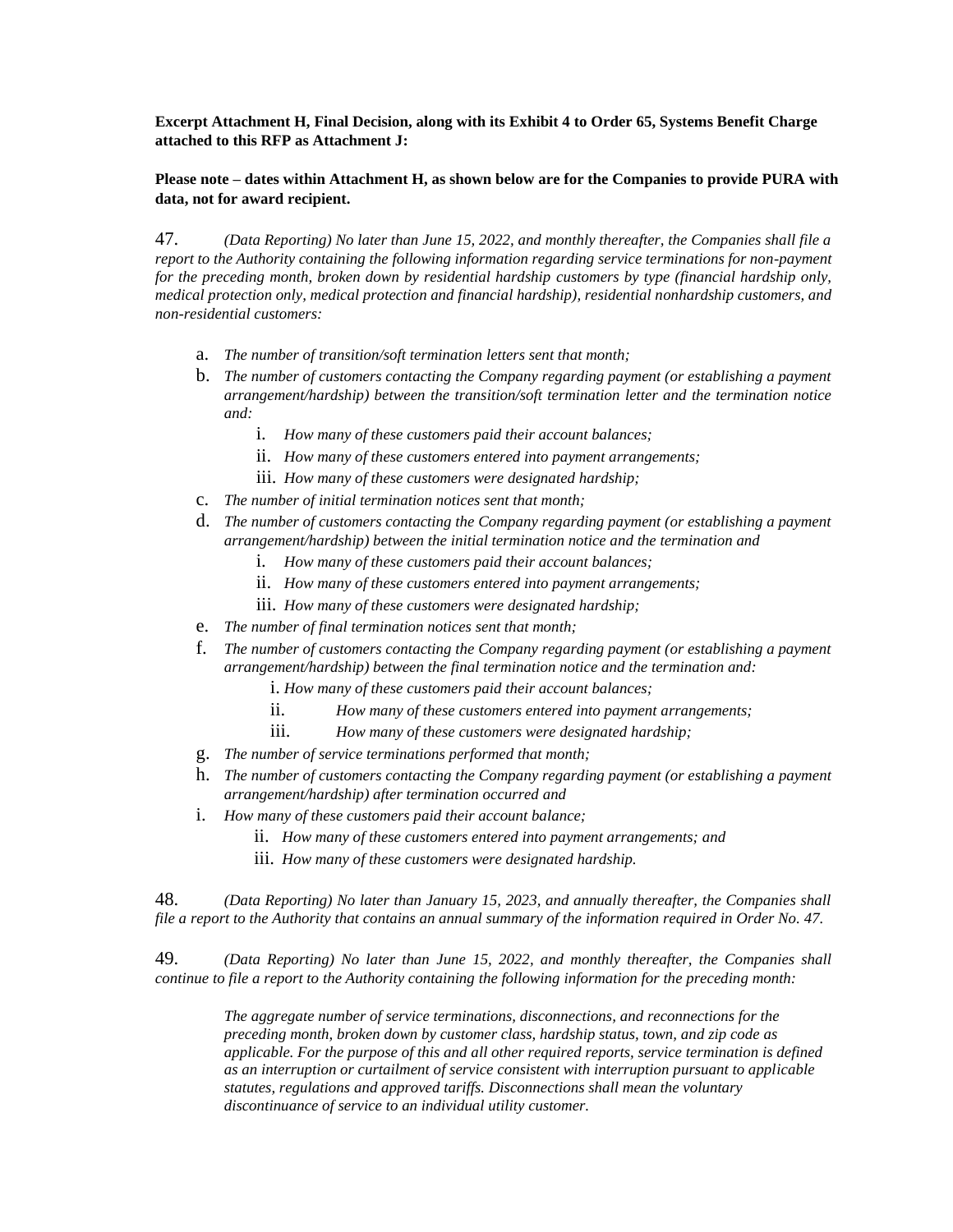**Excerpt Attachment H, Final Decision, along with its Exhibit 4 to Order 65, Systems Benefit Charge attached to this RFP as Attachment J:**

**Please note – dates within Attachment H, as shown below are for the Companies to provide PURA with data, not for award recipient.**

47. *(Data Reporting) No later than June 15, 2022, and monthly thereafter, the Companies shall file a report to the Authority containing the following information regarding service terminations for non-payment for the preceding month, broken down by residential hardship customers by type (financial hardship only, medical protection only, medical protection and financial hardship), residential nonhardship customers, and non-residential customers:*

a. *The number of transition/soft termination letters sent that month;*

b. *The number of customers contacting the Company regarding payment (or establishing a payment arrangement/hardship) between the transition/soft termination letter and the termination notice and:*

   i. *How many of these customers paid their account balances;*

   ii. *How many of these customers entered into payment arrangements;*

   iii. *How many of these customers were designated hardship;*

c. *The number of initial termination notices sent that month;*

d. *The number of customers contacting the Company regarding payment (or establishing a payment arrangement/hardship) between the initial termination notice and the termination and*

   i. *How many of these customers paid their account balances;*

   ii. *How many of these customers entered into payment arrangements;*

   iii. *How many of these customers were designated hardship;*

e. *The number of final termination notices sent that month;*

f. *The number of customers contacting the Company regarding payment (or establishing a payment arrangement/hardship) between the final termination notice and the termination and:*

   i. *How many of these customers paid their account balances;*

   ii. *How many of these customers entered into payment arrangements;*

   iii. *How many of these customers were designated hardship;*

g. *The number of service terminations performed that month;*

h. *The number of customers contacting the Company regarding payment (or establishing a payment arrangement/hardship) after termination occurred and*

i. *How many of these customers paid their account balance;*

   ii. *How many of these customers entered into payment arrangements; and*

   iii. *How many of these customers were designated hardship.*

48. *(Data Reporting) No later than January 15, 2023, and annually thereafter, the Companies shall file a report to the Authority that contains an annual summary of the information required in Order No. 47.*

49. *(Data Reporting) No later than June 15, 2022, and monthly thereafter, the Companies shall continue to file a report to the Authority containing the following information for the preceding month:*

> *The aggregate number of service terminations, disconnections, and reconnections for the preceding month, broken down by customer class, hardship status, town, and zip code as applicable. For the purpose of this and all other required reports, service termination is defined as an interruption or curtailment of service consistent with interruption pursuant to applicable statutes, regulations and approved tariffs. Disconnections shall mean the voluntary discontinuance of service to an individual utility customer.*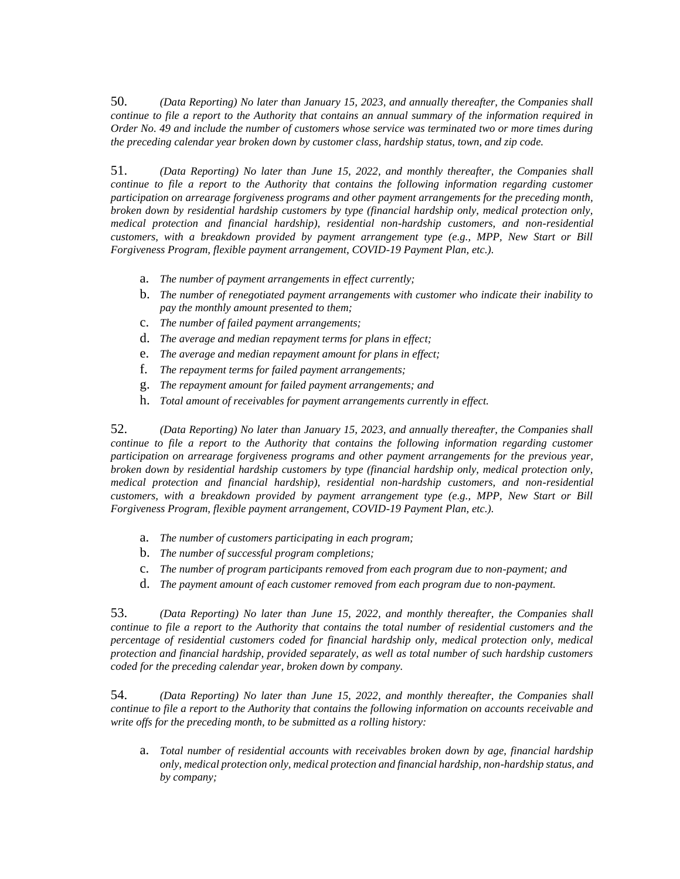50. *(Data Reporting) No later than January 15, 2023, and annually thereafter, the Companies shall continue to file a report to the Authority that contains an annual summary of the information required in Order No. 49 and include the number of customers whose service was terminated two or more times during the preceding calendar year broken down by customer class, hardship status, town, and zip code.*

51. *(Data Reporting) No later than June 15, 2022, and monthly thereafter, the Companies shall continue to file a report to the Authority that contains the following information regarding customer participation on arrearage forgiveness programs and other payment arrangements for the preceding month, broken down by residential hardship customers by type (financial hardship only, medical protection only, medical protection and financial hardship), residential non-hardship customers, and non-residential customers, with a breakdown provided by payment arrangement type (e.g., MPP, New Start or Bill Forgiveness Program, flexible payment arrangement, COVID-19 Payment Plan, etc.).*

a. *The number of payment arrangements in effect currently;*
b. *The number of renegotiated payment arrangements with customer who indicate their inability to pay the monthly amount presented to them;*
c. *The number of failed payment arrangements;*
d. *The average and median repayment terms for plans in effect;*
e. *The average and median repayment amount for plans in effect;*
f. *The repayment terms for failed payment arrangements;*
g. *The repayment amount for failed payment arrangements; and*
h. *Total amount of receivables for payment arrangements currently in effect.*

52. *(Data Reporting) No later than January 15, 2023, and annually thereafter, the Companies shall continue to file a report to the Authority that contains the following information regarding customer participation on arrearage forgiveness programs and other payment arrangements for the previous year, broken down by residential hardship customers by type (financial hardship only, medical protection only, medical protection and financial hardship), residential non-hardship customers, and non-residential customers, with a breakdown provided by payment arrangement type (e.g., MPP, New Start or Bill Forgiveness Program, flexible payment arrangement, COVID-19 Payment Plan, etc.).*

a. *The number of customers participating in each program;*
b. *The number of successful program completions;*
c. *The number of program participants removed from each program due to non-payment; and*
d. *The payment amount of each customer removed from each program due to non-payment.*

53. *(Data Reporting) No later than June 15, 2022, and monthly thereafter, the Companies shall continue to file a report to the Authority that contains the total number of residential customers and the percentage of residential customers coded for financial hardship only, medical protection only, medical protection and financial hardship, provided separately, as well as total number of such hardship customers coded for the preceding calendar year, broken down by company.*

54. *(Data Reporting) No later than June 15, 2022, and monthly thereafter, the Companies shall continue to file a report to the Authority that contains the following information on accounts receivable and write offs for the preceding month, to be submitted as a rolling history:*

a. *Total number of residential accounts with receivables broken down by age, financial hardship only, medical protection only, medical protection and financial hardship, non-hardship status, and by company;*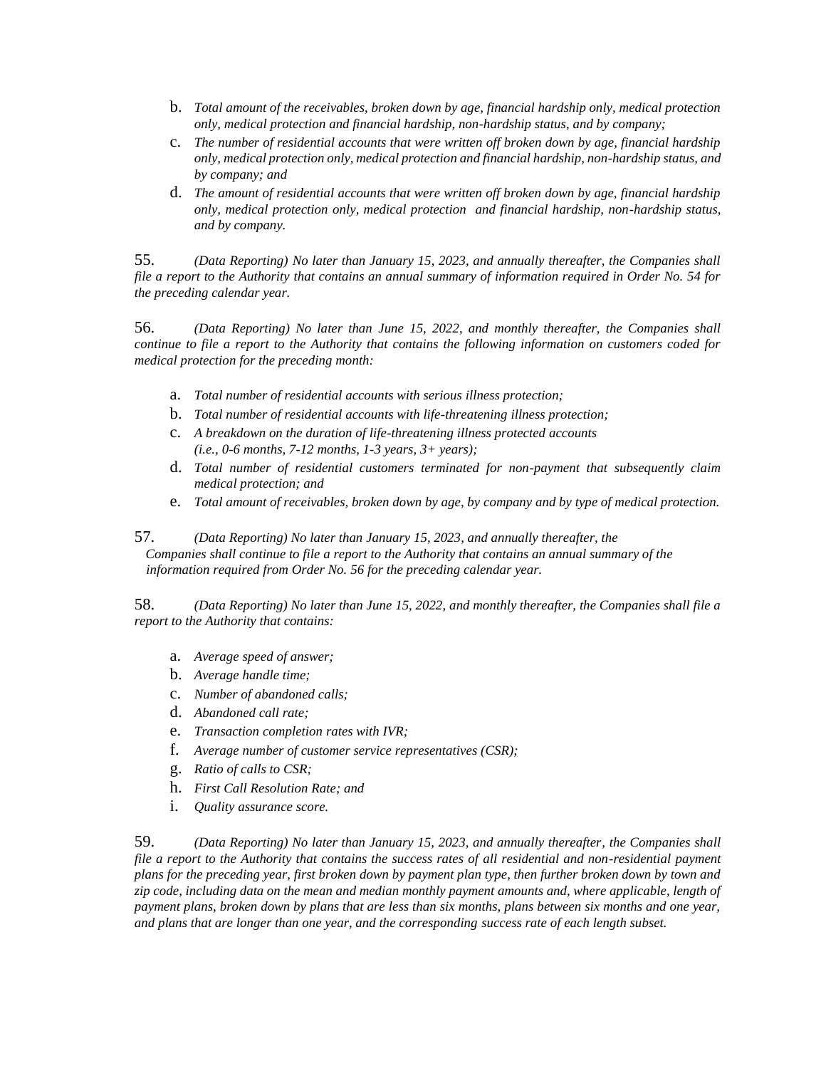b. *Total amount of the receivables, broken down by age, financial hardship only, medical protection only, medical protection and financial hardship, non-hardship status, and by company;*

c. *The number of residential accounts that were written off broken down by age, financial hardship only, medical protection only, medical protection and financial hardship, non-hardship status, and by company; and*

d. *The amount of residential accounts that were written off broken down by age, financial hardship only, medical protection only, medical protection and financial hardship, non-hardship status, and by company.*

55. *(Data Reporting) No later than January 15, 2023, and annually thereafter, the Companies shall file a report to the Authority that contains an annual summary of information required in Order No. 54 for the preceding calendar year.*

56. *(Data Reporting) No later than June 15, 2022, and monthly thereafter, the Companies shall continue to file a report to the Authority that contains the following information on customers coded for medical protection for the preceding month:*

a. *Total number of residential accounts with serious illness protection;*

b. *Total number of residential accounts with life-threatening illness protection;*

c. *A breakdown on the duration of life-threatening illness protected accounts (i.e., 0-6 months, 7-12 months, 1-3 years, 3+ years);*

d. *Total number of residential customers terminated for non-payment that subsequently claim medical protection; and*

e. *Total amount of receivables, broken down by age, by company and by type of medical protection.*

57. *(Data Reporting) No later than January 15, 2023, and annually thereafter, the Companies shall continue to file a report to the Authority that contains an annual summary of the information required from Order No. 56 for the preceding calendar year.*

58. *(Data Reporting) No later than June 15, 2022, and monthly thereafter, the Companies shall file a report to the Authority that contains:*

a. *Average speed of answer;*

b. *Average handle time;*

c. *Number of abandoned calls;*

d. *Abandoned call rate;*

e. *Transaction completion rates with IVR;*

f. *Average number of customer service representatives (CSR);*

g. *Ratio of calls to CSR;*

h. *First Call Resolution Rate; and*

i. *Quality assurance score.*

59. *(Data Reporting) No later than January 15, 2023, and annually thereafter, the Companies shall file a report to the Authority that contains the success rates of all residential and non-residential payment plans for the preceding year, first broken down by payment plan type, then further broken down by town and zip code, including data on the mean and median monthly payment amounts and, where applicable, length of payment plans, broken down by plans that are less than six months, plans between six months and one year, and plans that are longer than one year, and the corresponding success rate of each length subset.*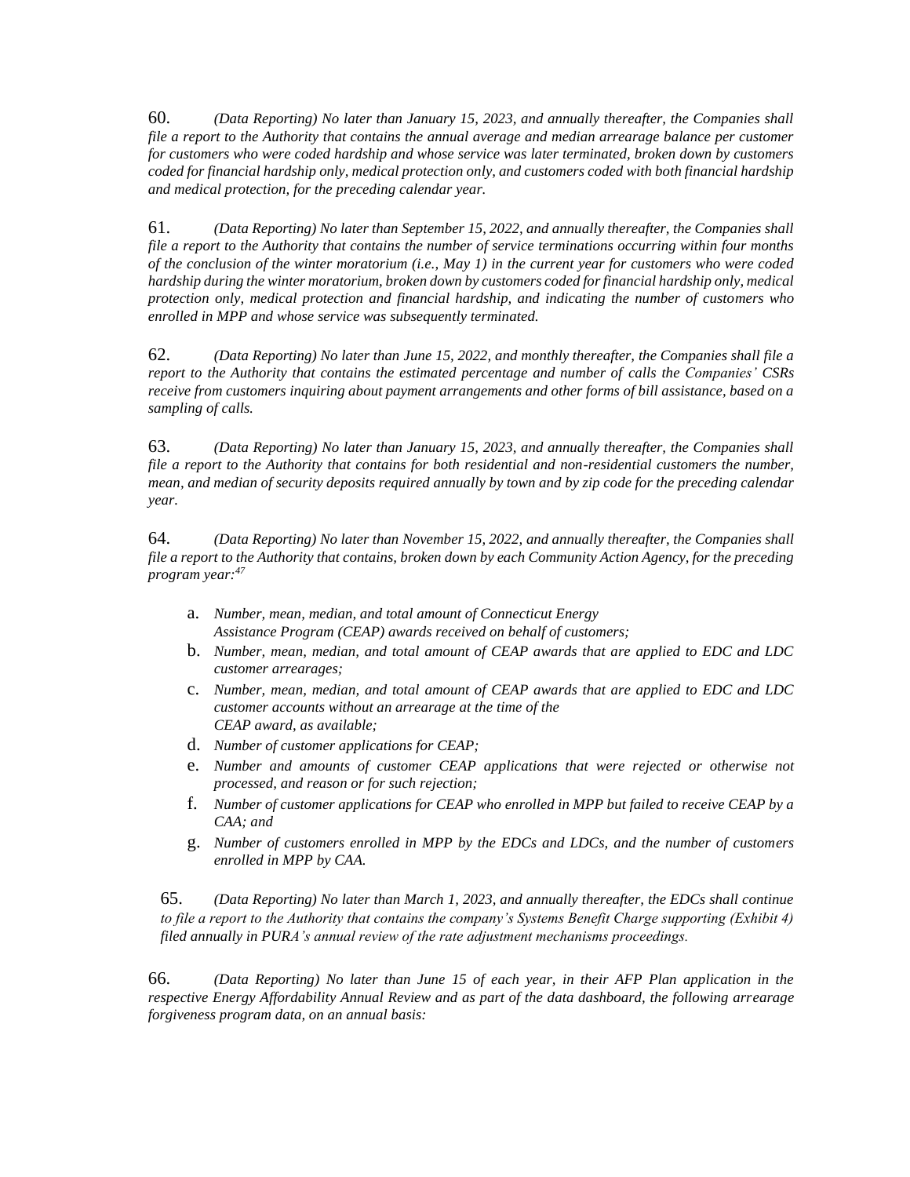60. *(Data Reporting) No later than January 15, 2023, and annually thereafter, the Companies shall file a report to the Authority that contains the annual average and median arrearage balance per customer for customers who were coded hardship and whose service was later terminated, broken down by customers coded for financial hardship only, medical protection only, and customers coded with both financial hardship and medical protection, for the preceding calendar year.*

61. *(Data Reporting) No later than September 15, 2022, and annually thereafter, the Companies shall file a report to the Authority that contains the number of service terminations occurring within four months of the conclusion of the winter moratorium (i.e., May 1) in the current year for customers who were coded hardship during the winter moratorium, broken down by customers coded for financial hardship only, medical protection only, medical protection and financial hardship, and indicating the number of customers who enrolled in MPP and whose service was subsequently terminated.*

62. *(Data Reporting) No later than June 15, 2022, and monthly thereafter, the Companies shall file a report to the Authority that contains the estimated percentage and number of calls the Companies' CSRs receive from customers inquiring about payment arrangements and other forms of bill assistance, based on a sampling of calls.*

63. *(Data Reporting) No later than January 15, 2023, and annually thereafter, the Companies shall file a report to the Authority that contains for both residential and non-residential customers the number, mean, and median of security deposits required annually by town and by zip code for the preceding calendar year.*

64. *(Data Reporting) No later than November 15, 2022, and annually thereafter, the Companies shall file a report to the Authority that contains, broken down by each Community Action Agency, for the preceding program year:*[47]

a. *Number, mean, median, and total amount of Connecticut Energy Assistance Program (CEAP) awards received on behalf of customers;*
b. *Number, mean, median, and total amount of CEAP awards that are applied to EDC and LDC customer arrearages;*
c. *Number, mean, median, and total amount of CEAP awards that are applied to EDC and LDC customer accounts without an arrearage at the time of the CEAP award, as available;*
d. *Number of customer applications for CEAP;*
e. *Number and amounts of customer CEAP applications that were rejected or otherwise not processed, and reason or for such rejection;*
f. *Number of customer applications for CEAP who enrolled in MPP but failed to receive CEAP by a CAA; and*
g. *Number of customers enrolled in MPP by the EDCs and LDCs, and the number of customers enrolled in MPP by CAA.*

65. *(Data Reporting) No later than March 1, 2023, and annually thereafter, the EDCs shall continue to file a report to the Authority that contains the company's Systems Benefit Charge supporting (Exhibit 4) filed annually in PURA's annual review of the rate adjustment mechanisms proceedings.*

66. *(Data Reporting) No later than June 15 of each year, in their AFP Plan application in the respective Energy Affordability Annual Review and as part of the data dashboard, the following arrearage forgiveness program data, on an annual basis:*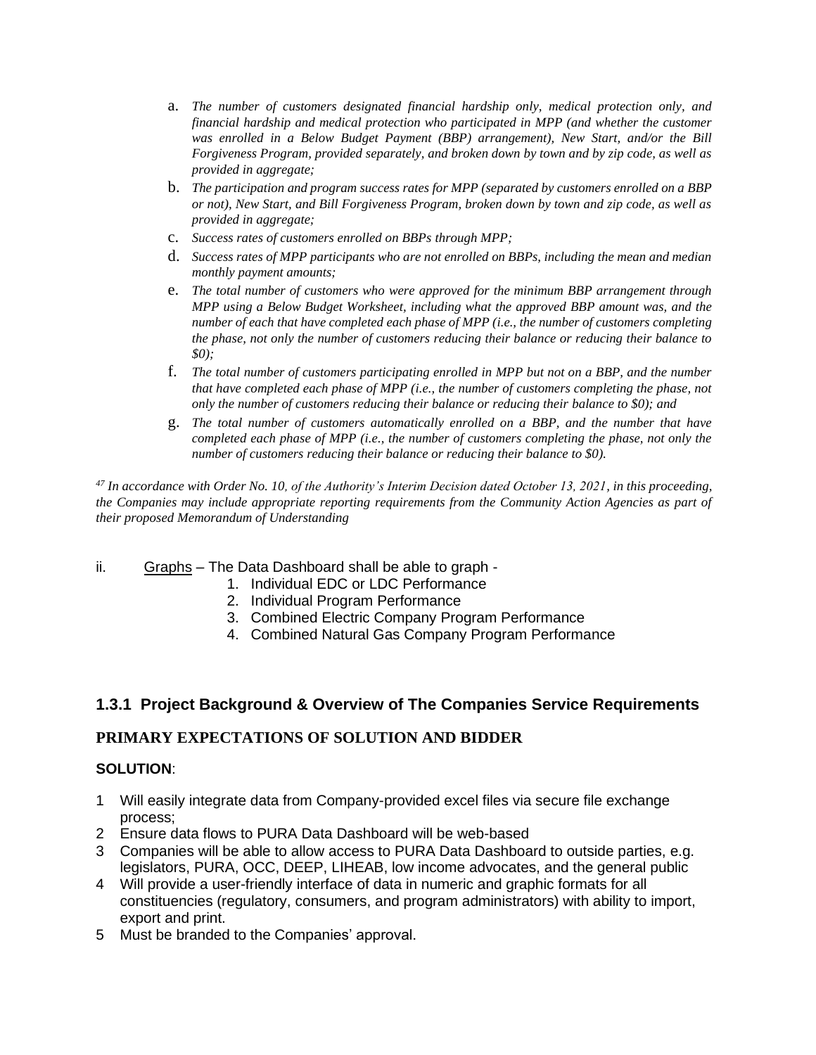a. *The number of customers designated financial hardship only, medical protection only, and financial hardship and medical protection who participated in MPP (and whether the customer was enrolled in a Below Budget Payment (BBP) arrangement), New Start, and/or the Bill Forgiveness Program, provided separately, and broken down by town and by zip code, as well as provided in aggregate;*

b. *The participation and program success rates for MPP (separated by customers enrolled on a BBP or not), New Start, and Bill Forgiveness Program, broken down by town and zip code, as well as provided in aggregate;*

c. *Success rates of customers enrolled on BBPs through MPP;*

d. *Success rates of MPP participants who are not enrolled on BBPs, including the mean and median monthly payment amounts;*

e. *The total number of customers who were approved for the minimum BBP arrangement through MPP using a Below Budget Worksheet, including what the approved BBP amount was, and the number of each that have completed each phase of MPP (i.e., the number of customers completing the phase, not only the number of customers reducing their balance or reducing their balance to $0);*

f. *The total number of customers participating enrolled in MPP but not on a BBP, and the number that have completed each phase of MPP (i.e., the number of customers completing the phase, not only the number of customers reducing their balance or reducing their balance to $0); and*

g. *The total number of customers automatically enrolled on a BBP, and the number that have completed each phase of MPP (i.e., the number of customers completing the phase, not only the number of customers reducing their balance or reducing their balance to $0).*

*[47] In accordance with Order No. 10, of the Authority's Interim Decision dated October 13, 2021, in this proceeding, the Companies may include appropriate reporting requirements from the Community Action Agencies as part of their proposed Memorandum of Understanding*

ii. Graphs – The Data Dashboard shall be able to graph -

1. Individual EDC or LDC Performance
2. Individual Program Performance
3. Combined Electric Company Program Performance
4. Combined Natural Gas Company Program Performance

### 1.3.1 Project Background & Overview of The Companies Service Requirements

**PRIMARY EXPECTATIONS OF SOLUTION AND BIDDER**

**SOLUTION**:

1. Will easily integrate data from Company-provided excel files via secure file exchange process;
2. Ensure data flows to PURA Data Dashboard will be web-based
3. Companies will be able to allow access to PURA Data Dashboard to outside parties, e.g. legislators, PURA, OCC, DEEP, LIHEAB, low income advocates, and the general public
4. Will provide a user-friendly interface of data in numeric and graphic formats for all constituencies (regulatory, consumers, and program administrators) with ability to import, export and print.
5. Must be branded to the Companies' approval.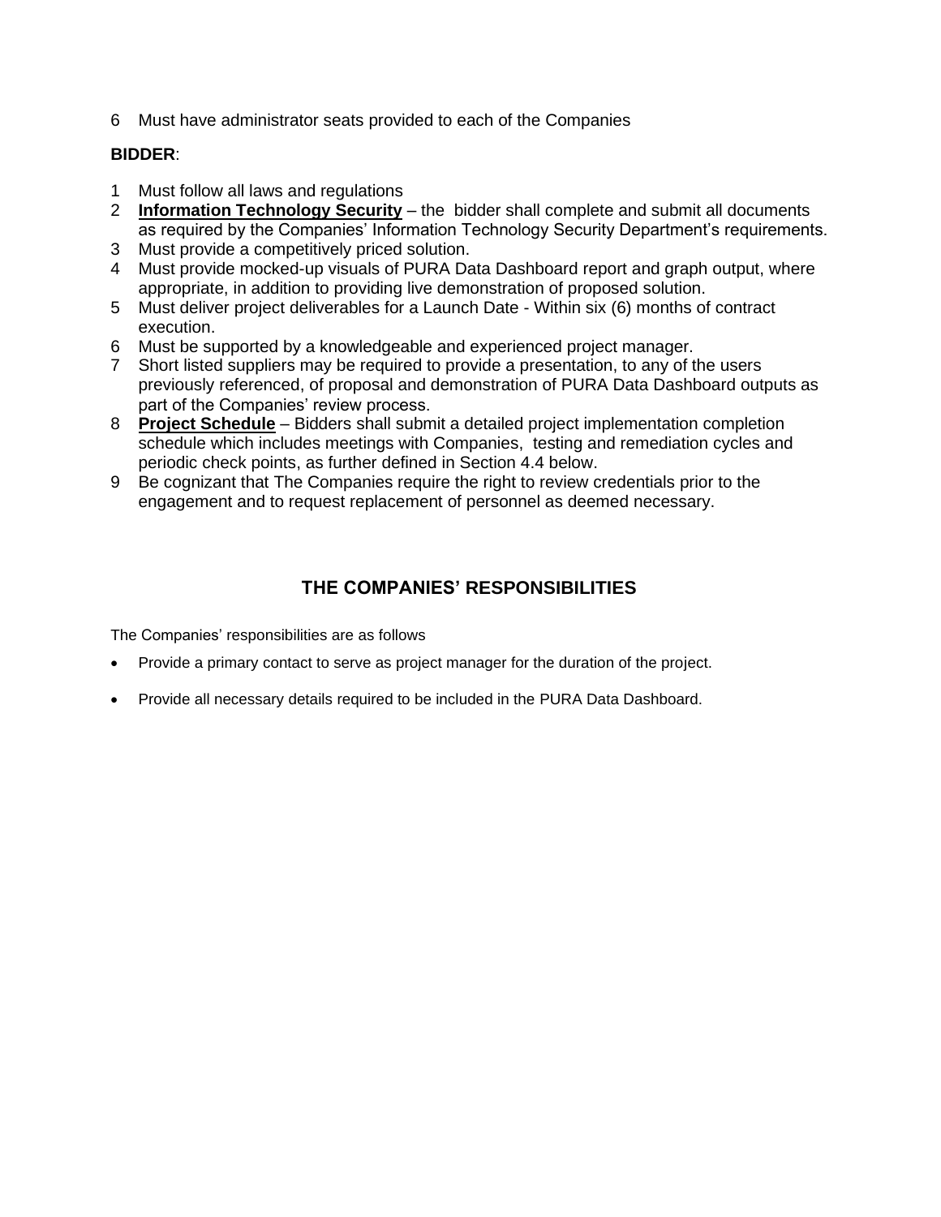6 Must have administrator seats provided to each of the Companies

**BIDDER**:

1 Must follow all laws and regulations
2 **Information Technology Security** – the bidder shall complete and submit all documents as required by the Companies' Information Technology Security Department's requirements.
3 Must provide a competitively priced solution.
4 Must provide mocked-up visuals of PURA Data Dashboard report and graph output, where appropriate, in addition to providing live demonstration of proposed solution.
5 Must deliver project deliverables for a Launch Date - Within six (6) months of contract execution.
6 Must be supported by a knowledgeable and experienced project manager.
7 Short listed suppliers may be required to provide a presentation, to any of the users previously referenced, of proposal and demonstration of PURA Data Dashboard outputs as part of the Companies' review process.
8 **Project Schedule** – Bidders shall submit a detailed project implementation completion schedule which includes meetings with Companies, testing and remediation cycles and periodic check points, as further defined in Section 4.4 below.
9 Be cognizant that The Companies require the right to review credentials prior to the engagement and to request replacement of personnel as deemed necessary.

## THE COMPANIES' RESPONSIBILITIES

The Companies' responsibilities are as follows

- Provide a primary contact to serve as project manager for the duration of the project.
- Provide all necessary details required to be included in the PURA Data Dashboard.